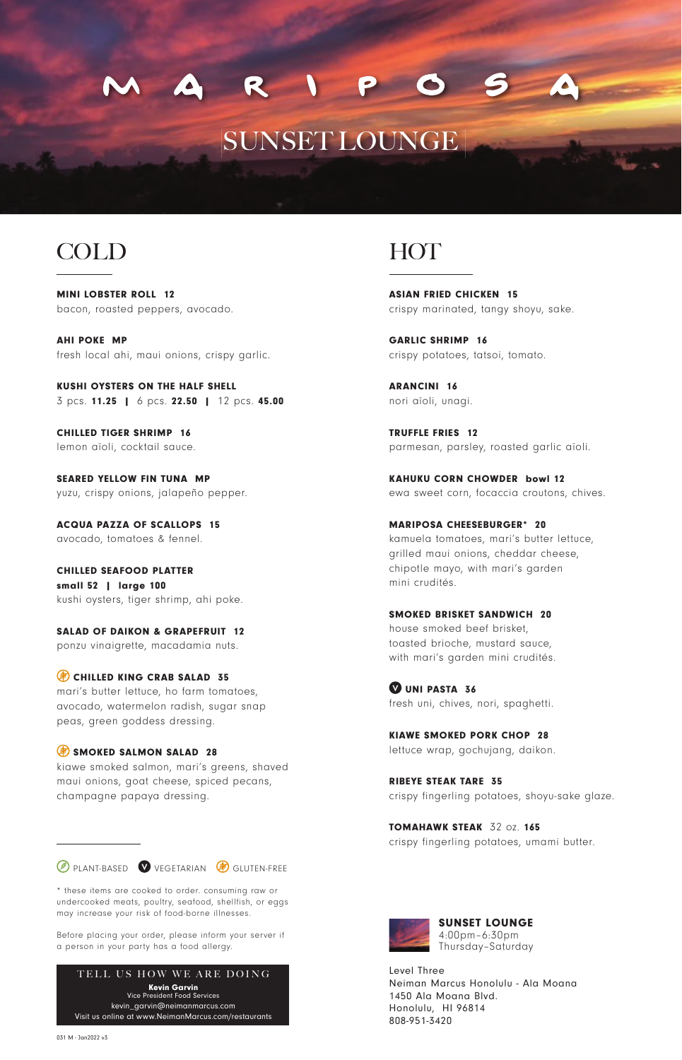# MARIPOSA

## SUNSET LOUNGE

## COLD

**MINI LOBSTER ROLL 12**
bacon, roasted peppers, avocado.

**AHI POKE MP**
fresh local ahi, maui onions, crispy garlic.

**KUSHI OYSTERS ON THE HALF SHELL**
3 pcs. **11.25** | 6 pcs. **22.50** | 12 pcs. **45.00**

**CHILLED TIGER SHRIMP 16**
lemon aïoli, cocktail sauce.

**SEARED YELLOW FIN TUNA MP**
yuzu, crispy onions, jalapeño pepper.

**ACQUA PAZZA OF SCALLOPS 15**
avocado, tomatoes & fennel.

**CHILLED SEAFOOD PLATTER**
**small 52 | large 100**
kushi oysters, tiger shrimp, ahi poke.

**SALAD OF DAIKON & GRAPEFRUIT 12**
ponzu vinaigrette, macadamia nuts.

(GF) **CHILLED KING CRAB SALAD 35**
mari's butter lettuce, ho farm tomatoes, avocado, watermelon radish, sugar snap peas, green goddess dressing.

(GF) **SMOKED SALMON SALAD 28**
kiawe smoked salmon, mari's greens, shaved maui onions, goat cheese, spiced pecans, champagne papaya dressing.

## HOT

**ASIAN FRIED CHICKEN 15**
crispy marinated, tangy shoyu, sake.

**GARLIC SHRIMP 16**
crispy potatoes, tatsoi, tomato.

**ARANCINI 16**
nori aïoli, unagi.

**TRUFFLE FRIES 12**
parmesan, parsley, roasted garlic aïoli.

**KAHUKU CORN CHOWDER bowl 12**
ewa sweet corn, focaccia croutons, chives.

**MARIPOSA CHEESEBURGER* 20**
kamuela tomatoes, mari's butter lettuce, grilled maui onions, cheddar cheese, chipotle mayo, with mari's garden mini crudités.

**SMOKED BRISKET SANDWICH 20**
house smoked beef brisket, toasted brioche, mustard sauce, with mari's garden mini crudités.

(V) **UNI PASTA 36**
fresh uni, chives, nori, spaghetti.

**KIAWE SMOKED PORK CHOP 28**
lettuce wrap, gochujang, daikon.

**RIBEYE STEAK TARE 35**
crispy fingerling potatoes, shoyu-sake glaze.

**TOMAHAWK STEAK** 32 oz. **165**
crispy fingerling potatoes, umami butter.

---

(PB) PLANT-BASED (V) VEGETARIAN (GF) GLUTEN-FREE

* these items are cooked to order. consuming raw or undercooked meats, poultry, seafood, shellfish, or eggs may increase your risk of food-borne illnesses.

Before placing your order, please inform your server if a person in your party has a food allergy.

**TELL US HOW WE ARE DOING**
**Kevin Garvin**
Vice President Food Services
kevin_garvin@neimanmarcus.com
Visit us online at www.NeimanMarcus.com/restaurants

**SUNSET LOUNGE**
4:00pm–6:30pm
Thursday–Saturday

Level Three
Neiman Marcus Honolulu - Ala Moana
1450 Ala Moana Blvd.
Honolulu, HI 96814
808-951-3420

031 M - Jan2022 v3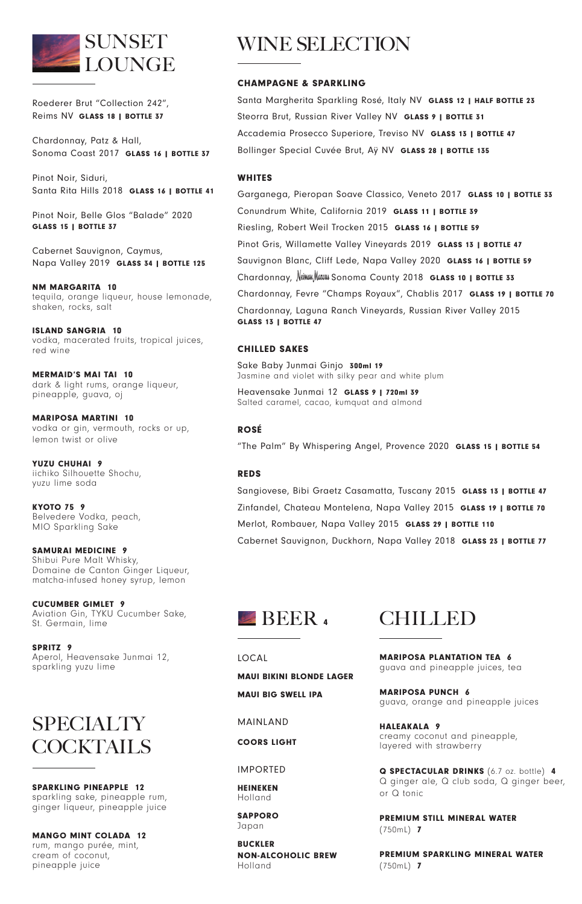# SUNSET LOUNGE

Roederer Brut "Collection 242", Reims NV **GLASS 18 | BOTTLE 37**

Chardonnay, Patz & Hall, Sonoma Coast 2017 **GLASS 16 | BOTTLE 37**

Pinot Noir, Siduri, Santa Rita Hills 2018 **GLASS 16 | BOTTLE 41**

Pinot Noir, Belle Glos "Balade" 2020 **GLASS 15 | BOTTLE 37**

Cabernet Sauvignon, Caymus, Napa Valley 2019 **GLASS 34 | BOTTLE 125**

**NM MARGARITA 10**
tequila, orange liqueur, house lemonade, shaken, rocks, salt

**ISLAND SANGRIA 10**
vodka, macerated fruits, tropical juices, red wine

**MERMAID'S MAI TAI 10**
dark & light rums, orange liqueur, pineapple, guava, oj

**MARIPOSA MARTINI 10**
vodka or gin, vermouth, rocks or up, lemon twist or olive

**YUZU CHUHAI 9**
iichiko Silhouette Shochu, yuzu lime soda

**KYOTO 75 9**
Belvedere Vodka, peach, MIO Sparkling Sake

**SAMURAI MEDICINE 9**
Shibui Pure Malt Whisky, Domaine de Canton Ginger Liqueur, matcha-infused honey syrup, lemon

**CUCUMBER GIMLET 9**
Aviation Gin, TYKU Cucumber Sake, St. Germain, lime

**SPRITZ 9**
Aperol, Heavensake Junmai 12, sparkling yuzu lime

# SPECIALTY COCKTAILS

**SPARKLING PINEAPPLE 12**
sparkling sake, pineapple rum, ginger liqueur, pineapple juice

**MANGO MINT COLADA 12**
rum, mango purée, mint, cream of coconut, pineapple juice

# WINE SELECTION

### CHAMPAGNE & SPARKLING

Santa Margherita Sparkling Rosé, Italy NV **GLASS 12 | HALF BOTTLE 23**

Steorra Brut, Russian River Valley NV **GLASS 9 | BOTTLE 31**

Accademia Prosecco Superiore, Treviso NV **GLASS 13 | BOTTLE 47**

Bollinger Special Cuvée Brut, Aÿ NV **GLASS 28 | BOTTLE 135**

### WHITES

Garganega, Pieropan Soave Classico, Veneto 2017 **GLASS 10 | BOTTLE 33**

Conundrum White, California 2019 **GLASS 11 | BOTTLE 39**

Riesling, Robert Weil Trocken 2015 **GLASS 16 | BOTTLE 59**

Pinot Gris, Willamette Valley Vineyards 2019 **GLASS 13 | BOTTLE 47**

Sauvignon Blanc, Cliff Lede, Napa Valley 2020 **GLASS 16 | BOTTLE 59**

Chardonnay, Neiman Marcus Sonoma County 2018 **GLASS 10 | BOTTLE 33**

Chardonnay, Fevre "Champs Royaux", Chablis 2017 **GLASS 19 | BOTTLE 70**

Chardonnay, Laguna Ranch Vineyards, Russian River Valley 2015 **GLASS 13 | BOTTLE 47**

### CHILLED SAKES

Sake Baby Junmai Ginjo **300ml 19**
Jasmine and violet with silky pear and white plum

Heavensake Junmai 12 **GLASS 9 | 720ml 39**
Salted caramel, cacao, kumquat and almond

### ROSÉ

"The Palm" By Whispering Angel, Provence 2020 **GLASS 15 | BOTTLE 54**

### REDS

Sangiovese, Bibi Graetz Casamatta, Tuscany 2015 **GLASS 13 | BOTTLE 47**

Zinfandel, Chateau Montelena, Napa Valley 2015 **GLASS 19 | BOTTLE 70**

Merlot, Rombauer, Napa Valley 2015 **GLASS 29 | BOTTLE 110**

Cabernet Sauvignon, Duckhorn, Napa Valley 2018 **GLASS 23 | BOTTLE 77**

# BEER 4

LOCAL

**MAUI BIKINI BLONDE LAGER**

**MAUI BIG SWELL IPA**

MAINLAND

**COORS LIGHT**

IMPORTED

**HEINEKEN**
Holland

**SAPPORO**
Japan

**BUCKLER NON-ALCOHOLIC BREW**
Holland

# CHILLED

**MARIPOSA PLANTATION TEA 6**
guava and pineapple juices, tea

**MARIPOSA PUNCH 6**
guava, orange and pineapple juices

**HALEAKALA 9**
creamy coconut and pineapple, layered with strawberry

**Q SPECTACULAR DRINKS** (6.7 oz. bottle) **4**
Q ginger ale, Q club soda, Q ginger beer, or Q tonic

**PREMIUM STILL MINERAL WATER**
(750mL) **7**

**PREMIUM SPARKLING MINERAL WATER**
(750mL) **7**